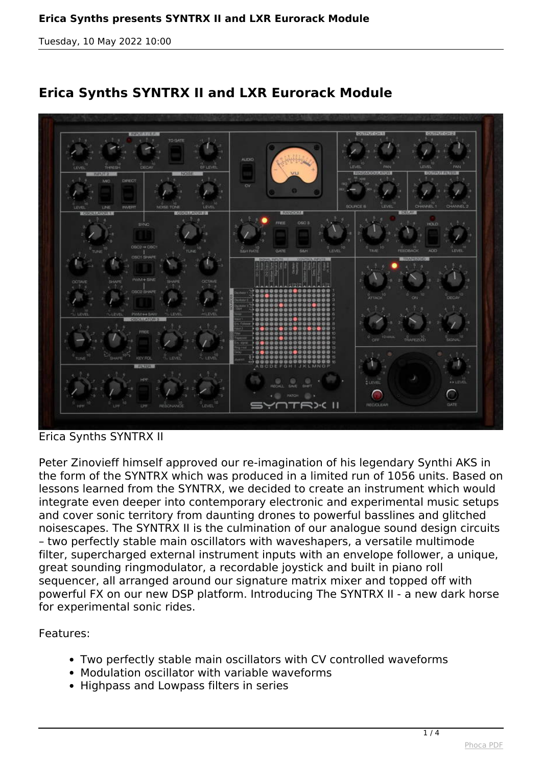## Erica Synths SYNTRX II and LXR Eurorack Module

Erica Synths SYNTRX II

Peter Zinovieff himself approved our re-imagination of his legendary Synthi AKS in the form of the SYNTRX which was produced in a limited run of 1056 units. Based on lessons learned from the SYNTRX, we decided to create an instrument which would integrate even deeper into contemporary electronic and experimental music setups and cover sonic territory from daunting drones to powerful basslines and glitched noisescapes. The SYNTRX II is the culmination of our analogue sound design circuits – two perfectly stable main oscillators with waveshapers, a versatile multimode filter, supercharged external instrument inputs with an envelope follower, a unique, great sounding ringmodulator, a recordable joystick and built in piano roll sequencer, all arranged around our signature matrix mixer and topped off with powerful FX on our new DSP platform. Introducing The SYNTRX II - a new dark horse for experimental sonic rides.

Features:

- Two perfectly stable main oscillators with CV controlled waveforms
- Modulation oscillator with variable waveforms
- Highpass and Lowpass filters in series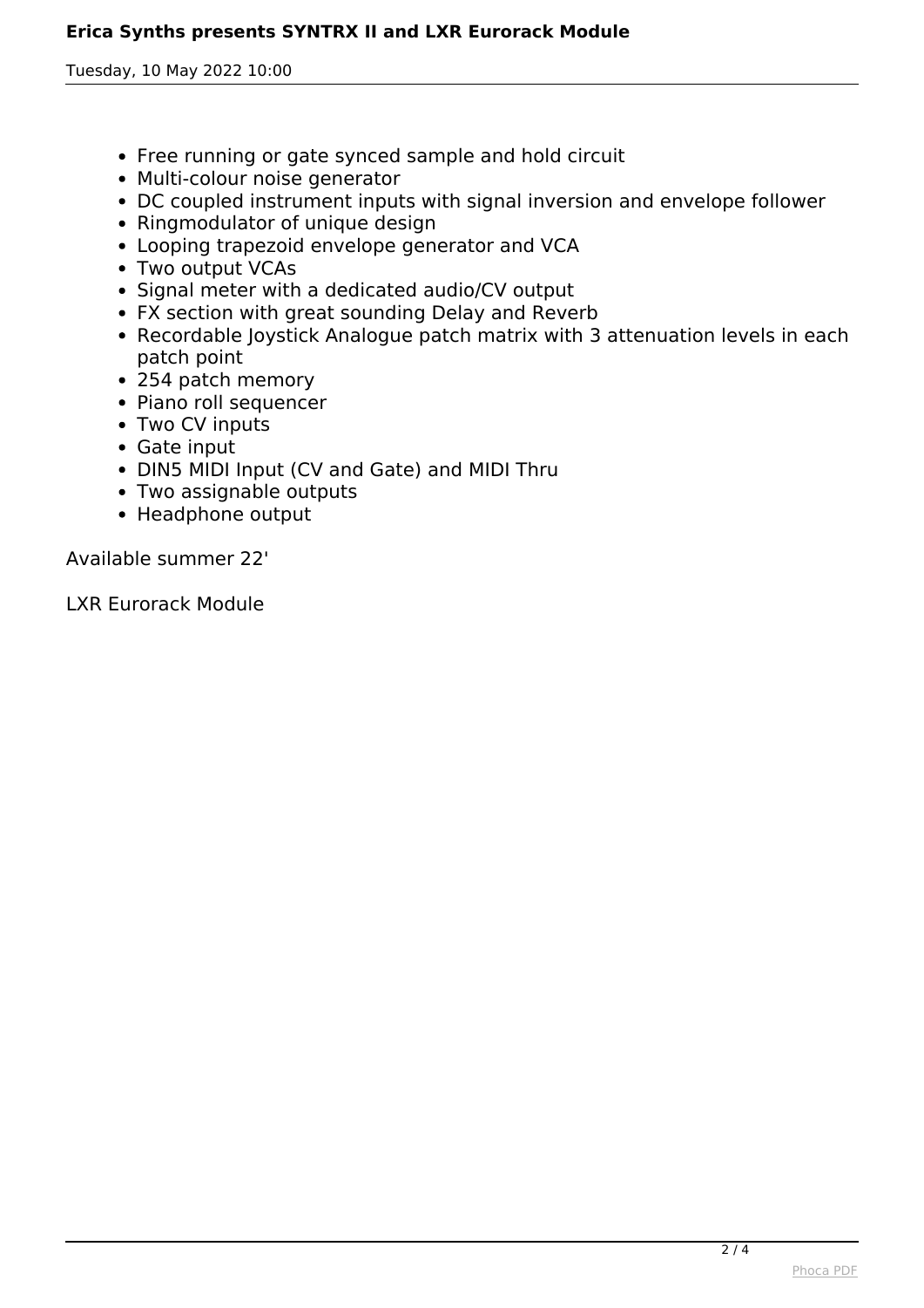- Free running or gate synced sample and hold circuit
- Multi-colour noise generator
- DC coupled instrument inputs with signal inversion and envelope follower
- Ringmodulator of unique design
- Looping trapezoid envelope generator and VCA
- Two output VCAs
- Signal meter with a dedicated audio/CV output
- FX section with great sounding Delay and Reverb
- Recordable Joystick Analogue patch matrix with 3 attenuation levels in each patch point
- 254 patch memory
- Piano roll sequencer
- Two CV inputs
- Gate input
- DIN5 MIDI Input (CV and Gate) and MIDI Thru
- Two assignable outputs
- Headphone output

Available summer 22'

LXR Eurorack Module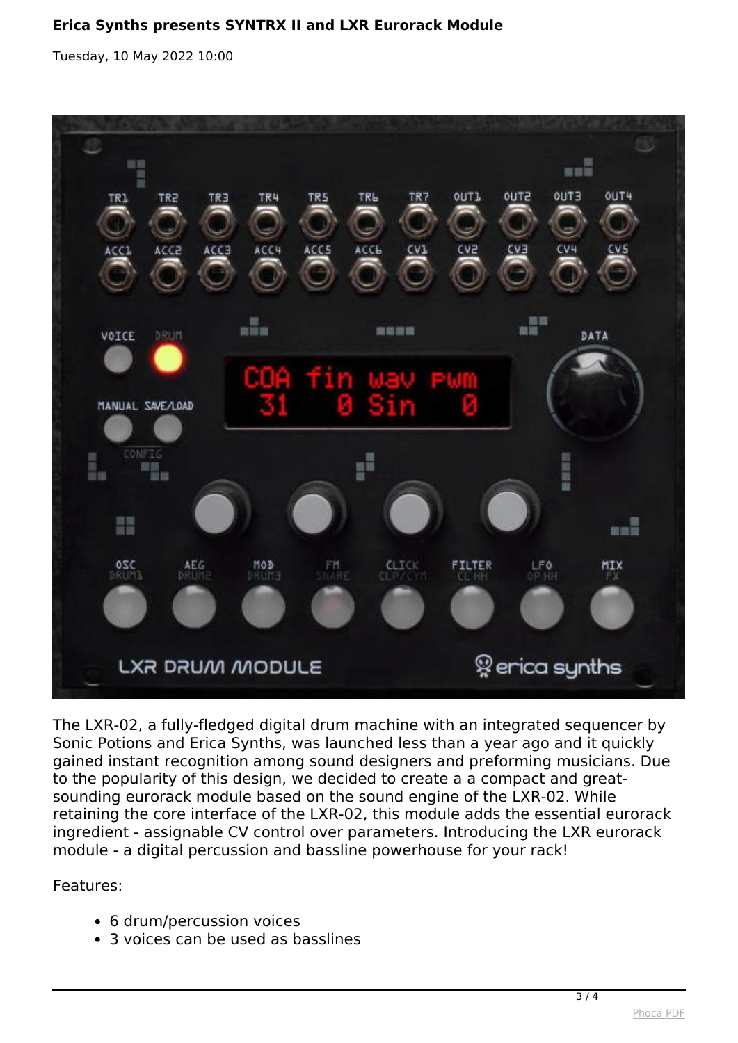The LXR-02, a fully-fledged digital drum machine with an integrated sequencer by Sonic Potions and Erica Synths, was launched less than a year ago and it quickly gained instant recognition among sound designers and preforming musicians. Due to the popularity of this design, we decided to create a a compact and great-sounding eurorack module based on the sound engine of the LXR-02. While retaining the core interface of the LXR-02, this module adds the essential eurorack ingredient - assignable CV control over parameters. Introducing the LXR eurorack module - a digital percussion and bassline powerhouse for your rack!

Features:

- 6 drum/percussion voices
- 3 voices can be used as basslines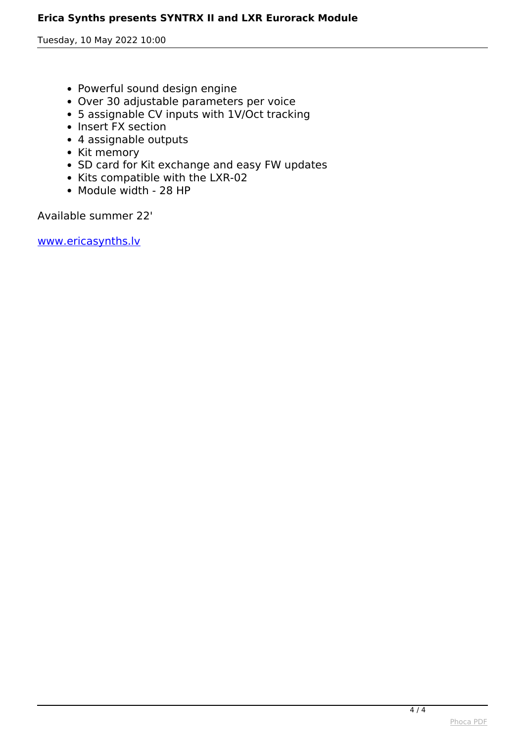- Powerful sound design engine
- Over 30 adjustable parameters per voice
- 5 assignable CV inputs with 1V/Oct tracking
- Insert FX section
- 4 assignable outputs
- Kit memory
- SD card for Kit exchange and easy FW updates
- Kits compatible with the LXR-02
- Module width - 28 HP

Available summer 22'

[www.ericasynths.lv](http://www.ericasynths.lv)